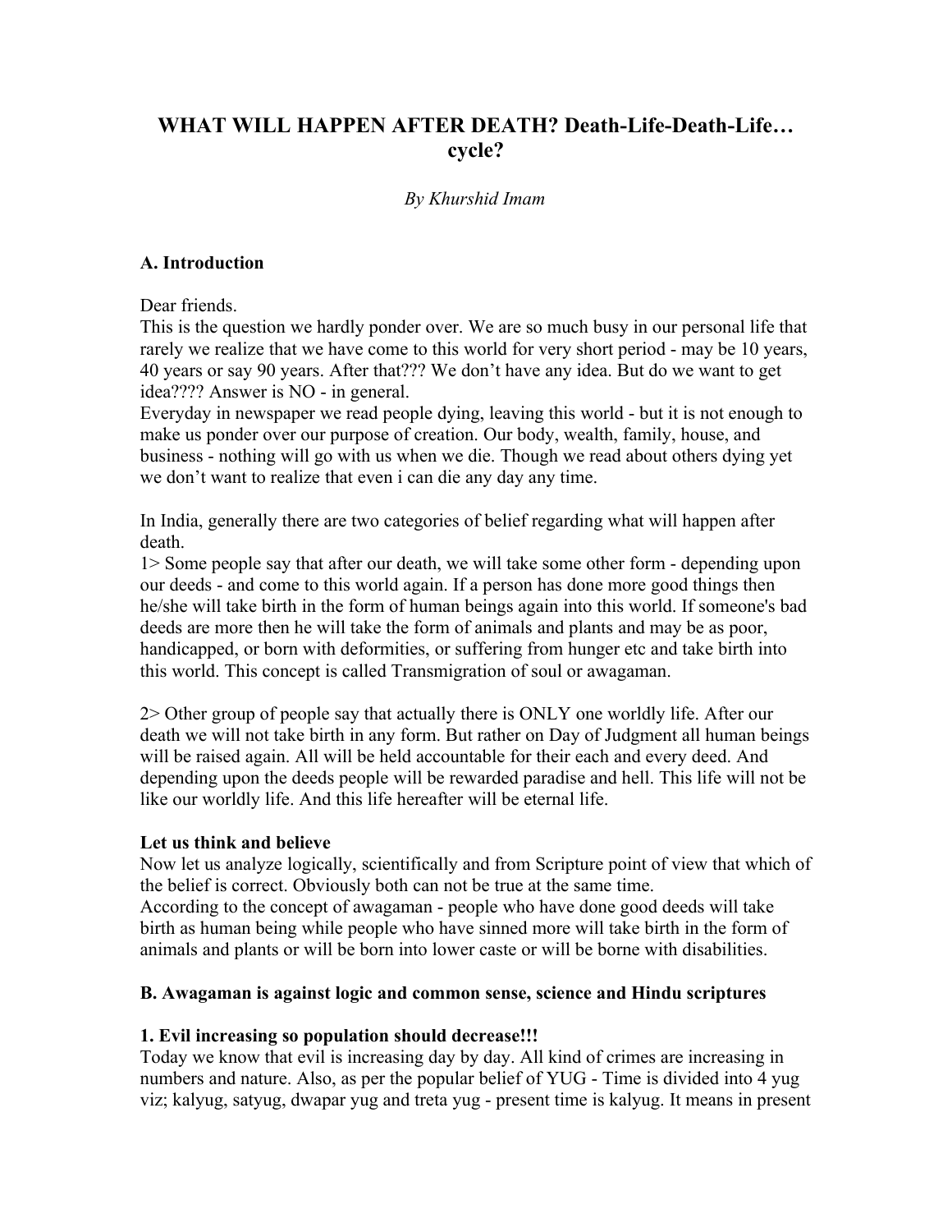# WHAT WILL HAPPEN AFTER DEATH? Death-Life-Death-Life… cycle?

*By Khurshid Imam*

## A. Introduction

Dear friends.
This is the question we hardly ponder over. We are so much busy in our personal life that rarely we realize that we have come to this world for very short period - may be 10 years, 40 years or say 90 years. After that??? We don't have any idea. But do we want to get idea???? Answer is NO - in general.
Everyday in newspaper we read people dying, leaving this world - but it is not enough to make us ponder over our purpose of creation. Our body, wealth, family, house, and business - nothing will go with us when we die. Though we read about others dying yet we don't want to realize that even i can die any day any time.

In India, generally there are two categories of belief regarding what will happen after death.
1> Some people say that after our death, we will take some other form - depending upon our deeds - and come to this world again. If a person has done more good things then he/she will take birth in the form of human beings again into this world. If someone's bad deeds are more then he will take the form of animals and plants and may be as poor, handicapped, or born with deformities, or suffering from hunger etc and take birth into this world. This concept is called Transmigration of soul or awagaman.

2> Other group of people say that actually there is ONLY one worldly life. After our death we will not take birth in any form. But rather on Day of Judgment all human beings will be raised again. All will be held accountable for their each and every deed. And depending upon the deeds people will be rewarded paradise and hell. This life will not be like our worldly life. And this life hereafter will be eternal life.

**Let us think and believe**
Now let us analyze logically, scientifically and from Scripture point of view that which of the belief is correct. Obviously both can not be true at the same time.
According to the concept of awagaman - people who have done good deeds will take birth as human being while people who have sinned more will take birth in the form of animals and plants or will be born into lower caste or will be borne with disabilities.

## B. Awagaman is against logic and common sense, science and Hindu scriptures

### 1. Evil increasing so population should decrease!!!

Today we know that evil is increasing day by day. All kind of crimes are increasing in numbers and nature. Also, as per the popular belief of YUG - Time is divided into 4 yug viz; kalyug, satyug, dwapar yug and treta yug - present time is kalyug. It means in present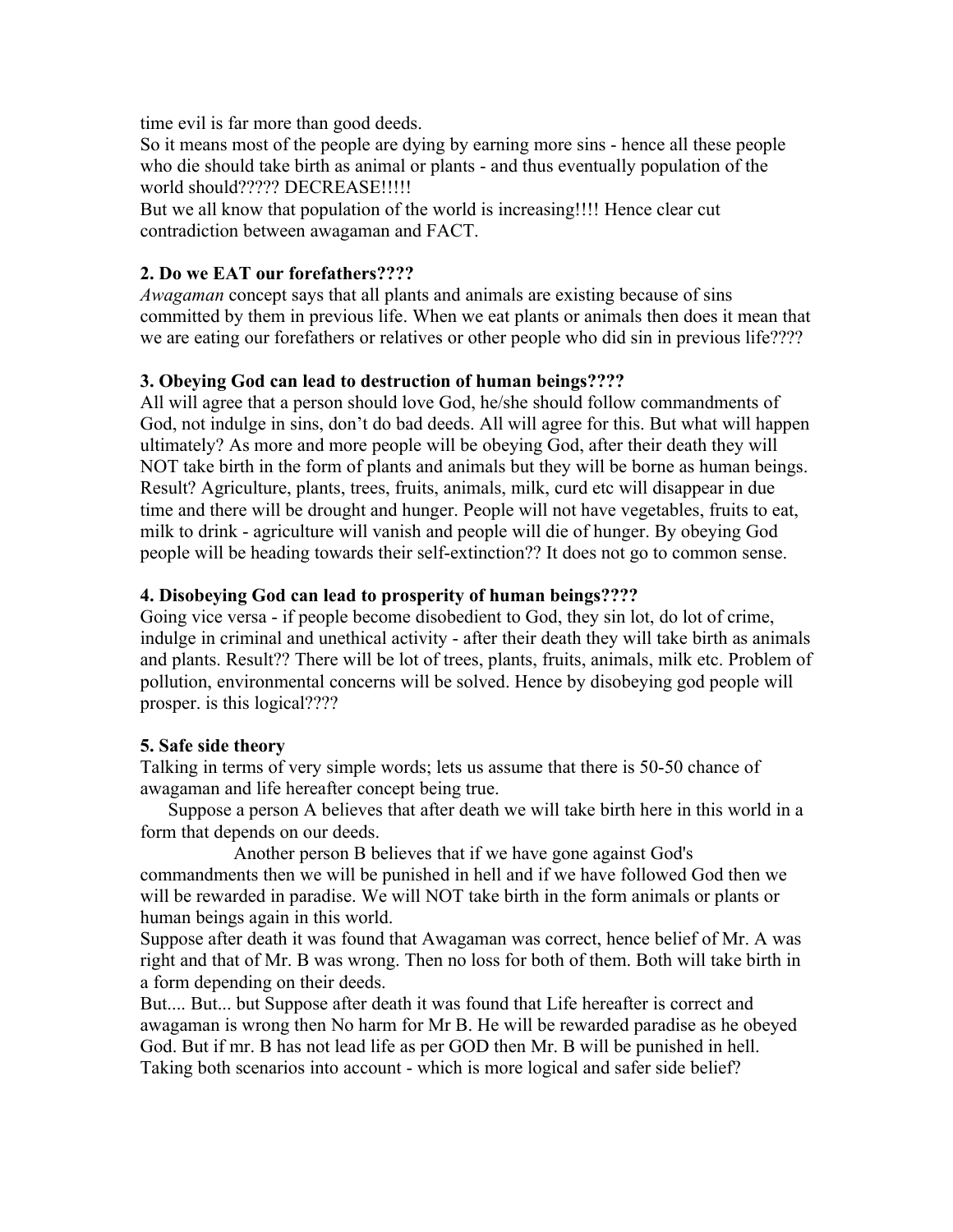time evil is far more than good deeds.

So it means most of the people are dying by earning more sins - hence all these people who die should take birth as animal or plants - and thus eventually population of the world should????? DECREASE!!!!!

But we all know that population of the world is increasing!!!! Hence clear cut contradiction between awagaman and FACT.

**2. Do we EAT our forefathers????**

*Awagaman* concept says that all plants and animals are existing because of sins committed by them in previous life. When we eat plants or animals then does it mean that we are eating our forefathers or relatives or other people who did sin in previous life????

**3. Obeying God can lead to destruction of human beings????**

All will agree that a person should love God, he/she should follow commandments of God, not indulge in sins, don't do bad deeds. All will agree for this. But what will happen ultimately? As more and more people will be obeying God, after their death they will NOT take birth in the form of plants and animals but they will be borne as human beings. Result? Agriculture, plants, trees, fruits, animals, milk, curd etc will disappear in due time and there will be drought and hunger. People will not have vegetables, fruits to eat, milk to drink - agriculture will vanish and people will die of hunger. By obeying God people will be heading towards their self-extinction?? It does not go to common sense.

**4. Disobeying God can lead to prosperity of human beings????**

Going vice versa - if people become disobedient to God, they sin lot, do lot of crime, indulge in criminal and unethical activity - after their death they will take birth as animals and plants. Result?? There will be lot of trees, plants, fruits, animals, milk etc. Problem of pollution, environmental concerns will be solved. Hence by disobeying god people will prosper. is this logical????

**5. Safe side theory**

Talking in terms of very simple words; lets us assume that there is 50-50 chance of awagaman and life hereafter concept being true.

Suppose a person A believes that after death we will take birth here in this world in a form that depends on our deeds.

Another person B believes that if we have gone against God's commandments then we will be punished in hell and if we have followed God then we will be rewarded in paradise. We will NOT take birth in the form animals or plants or human beings again in this world.

Suppose after death it was found that Awagaman was correct, hence belief of Mr. A was right and that of Mr. B was wrong. Then no loss for both of them. Both will take birth in a form depending on their deeds.

But.... But... but Suppose after death it was found that Life hereafter is correct and awagaman is wrong then No harm for Mr B. He will be rewarded paradise as he obeyed God. But if mr. B has not lead life as per GOD then Mr. B will be punished in hell. Taking both scenarios into account - which is more logical and safer side belief?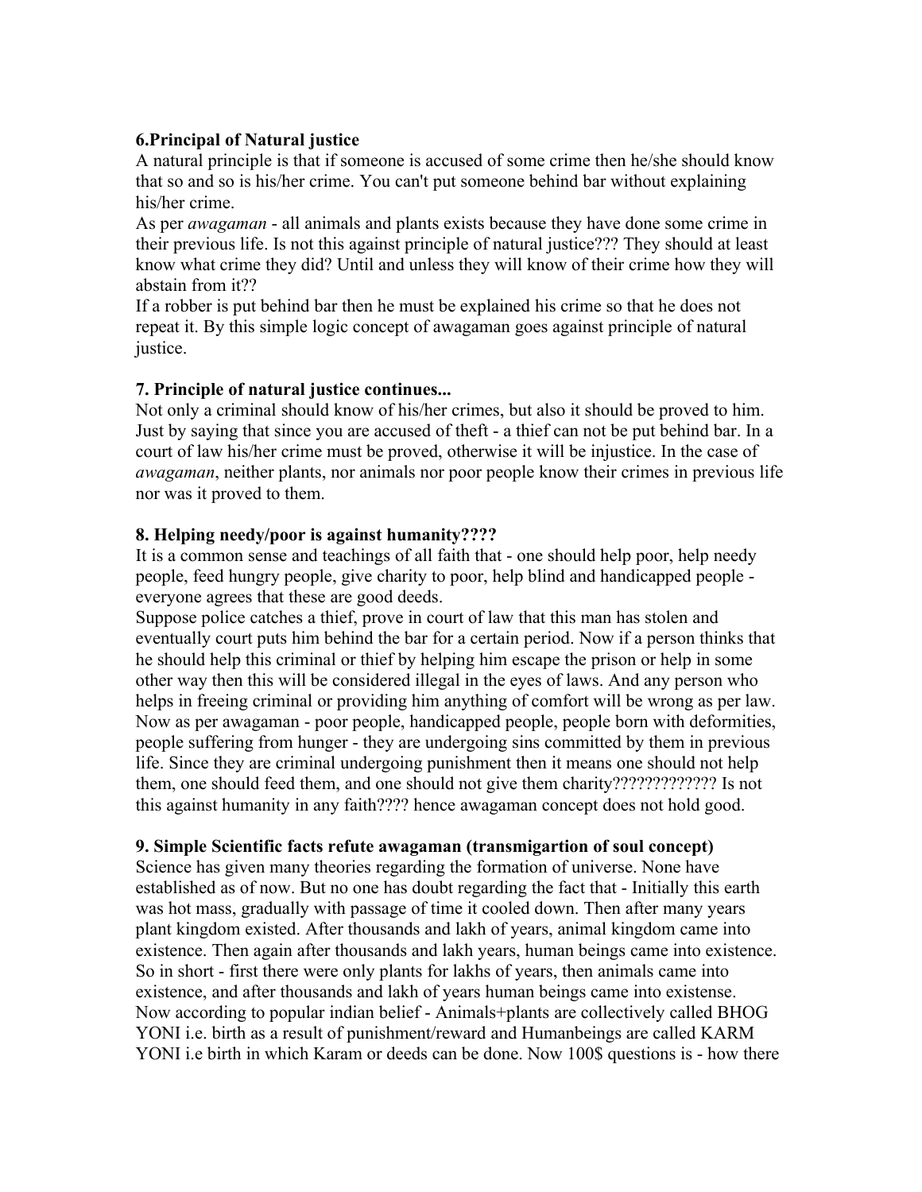**6.Principal of Natural justice**

A natural principle is that if someone is accused of some crime then he/she should know that so and so is his/her crime. You can't put someone behind bar without explaining his/her crime.

As per *awagaman* - all animals and plants exists because they have done some crime in their previous life. Is not this against principle of natural justice??? They should at least know what crime they did? Until and unless they will know of their crime how they will abstain from it??

If a robber is put behind bar then he must be explained his crime so that he does not repeat it. By this simple logic concept of awagaman goes against principle of natural justice.

**7. Principle of natural justice continues...**

Not only a criminal should know of his/her crimes, but also it should be proved to him. Just by saying that since you are accused of theft - a thief can not be put behind bar. In a court of law his/her crime must be proved, otherwise it will be injustice. In the case of *awagaman*, neither plants, nor animals nor poor people know their crimes in previous life nor was it proved to them.

**8. Helping needy/poor is against humanity????**

It is a common sense and teachings of all faith that - one should help poor, help needy people, feed hungry people, give charity to poor, help blind and handicapped people - everyone agrees that these are good deeds.

Suppose police catches a thief, prove in court of law that this man has stolen and eventually court puts him behind the bar for a certain period. Now if a person thinks that he should help this criminal or thief by helping him escape the prison or help in some other way then this will be considered illegal in the eyes of laws. And any person who helps in freeing criminal or providing him anything of comfort will be wrong as per law. Now as per awagaman - poor people, handicapped people, people born with deformities, people suffering from hunger - they are undergoing sins committed by them in previous life. Since they are criminal undergoing punishment then it means one should not help them, one should feed them, and one should not give them charity????????????? Is not this against humanity in any faith???? hence awagaman concept does not hold good.

**9. Simple Scientific facts refute awagaman (transmigartion of soul concept)**

Science has given many theories regarding the formation of universe. None have established as of now. But no one has doubt regarding the fact that - Initially this earth was hot mass, gradually with passage of time it cooled down. Then after many years plant kingdom existed. After thousands and lakh of years, animal kingdom came into existence. Then again after thousands and lakh years, human beings came into existence. So in short - first there were only plants for lakhs of years, then animals came into existence, and after thousands and lakh of years human beings came into existense.

Now according to popular indian belief - Animals+plants are collectively called BHOG YONI i.e. birth as a result of punishment/reward and Humanbeings are called KARM YONI i.e birth in which Karam or deeds can be done. Now 100$ questions is - how there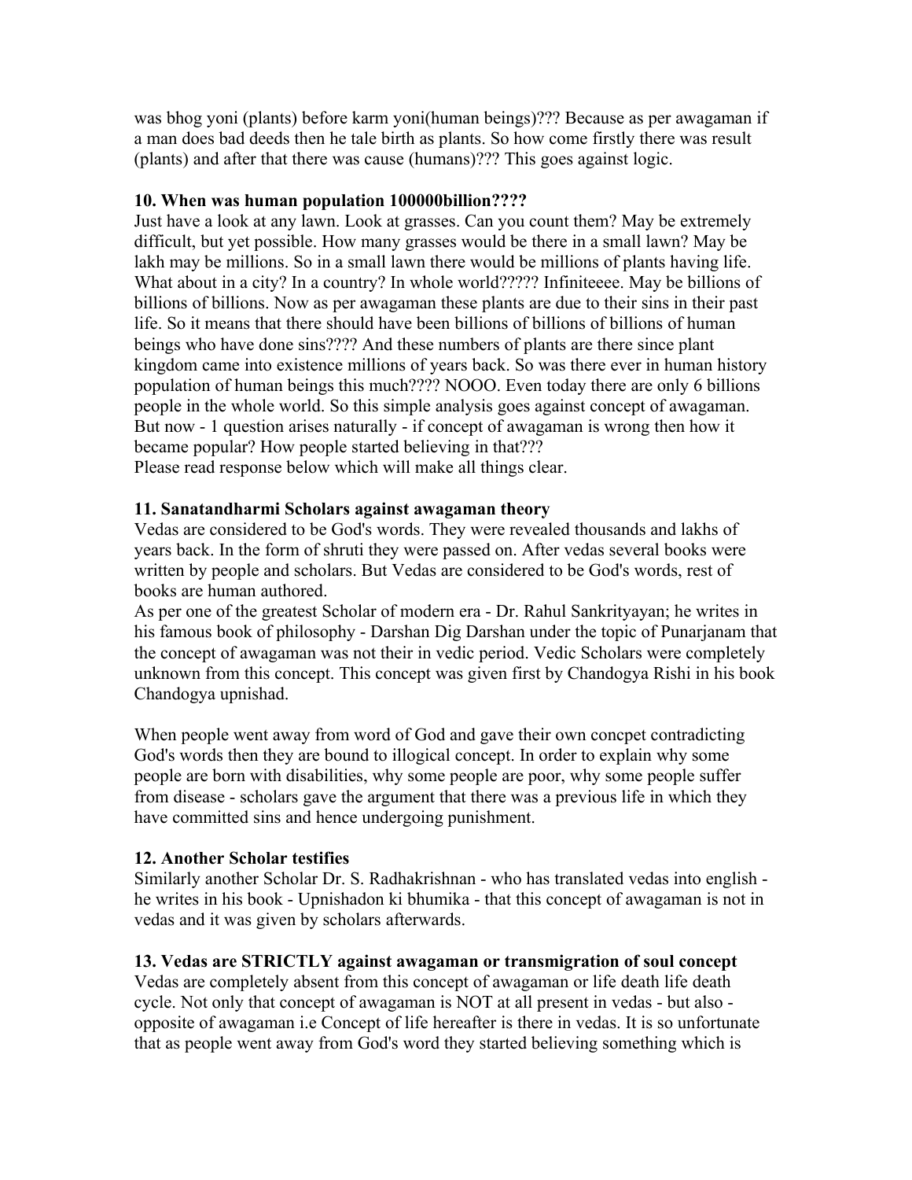was bhog yoni (plants) before karm yoni(human beings)??? Because as per awagaman if a man does bad deeds then he tale birth as plants. So how come firstly there was result (plants) and after that there was cause (humans)??? This goes against logic.

**10. When was human population 100000billion????**

Just have a look at any lawn. Look at grasses. Can you count them? May be extremely difficult, but yet possible. How many grasses would be there in a small lawn? May be lakh may be millions. So in a small lawn there would be millions of plants having life. What about in a city? In a country? In whole world????? Infiniteeee. May be billions of billions of billions. Now as per awagaman these plants are due to their sins in their past life. So it means that there should have been billions of billions of billions of human beings who have done sins???? And these numbers of plants are there since plant kingdom came into existence millions of years back. So was there ever in human history population of human beings this much???? NOOO. Even today there are only 6 billions people in the whole world. So this simple analysis goes against concept of awagaman. But now - 1 question arises naturally - if concept of awagaman is wrong then how it became popular? How people started believing in that???
Please read response below which will make all things clear.

**11. Sanatandharmi Scholars against awagaman theory**

Vedas are considered to be God's words. They were revealed thousands and lakhs of years back. In the form of shruti they were passed on. After vedas several books were written by people and scholars. But Vedas are considered to be God's words, rest of books are human authored.
As per one of the greatest Scholar of modern era - Dr. Rahul Sankrityayan; he writes in his famous book of philosophy - Darshan Dig Darshan under the topic of Punarjanam that the concept of awagaman was not their in vedic period. Vedic Scholars were completely unknown from this concept. This concept was given first by Chandogya Rishi in his book Chandogya upnishad.

When people went away from word of God and gave their own concpet contradicting God's words then they are bound to illogical concept. In order to explain why some people are born with disabilities, why some people are poor, why some people suffer from disease - scholars gave the argument that there was a previous life in which they have committed sins and hence undergoing punishment.

**12. Another Scholar testifies**

Similarly another Scholar Dr. S. Radhakrishnan - who has translated vedas into english - he writes in his book - Upnishadon ki bhumika - that this concept of awagaman is not in vedas and it was given by scholars afterwards.

**13. Vedas are STRICTLY against awagaman or transmigration of soul concept**

Vedas are completely absent from this concept of awagaman or life death life death cycle. Not only that concept of awagaman is NOT at all present in vedas - but also - opposite of awagaman i.e Concept of life hereafter is there in vedas. It is so unfortunate that as people went away from God's word they started believing something which is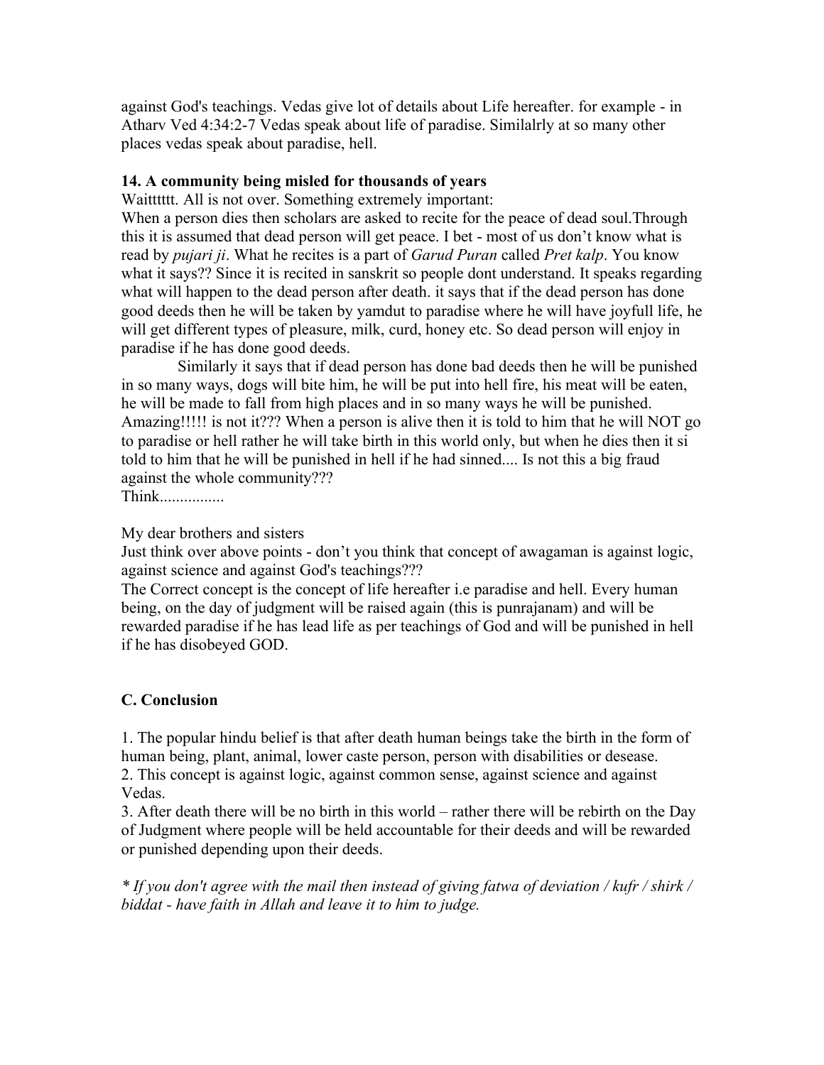against God's teachings. Vedas give lot of details about Life hereafter. for example - in Atharv Ved 4:34:2-7 Vedas speak about life of paradise. Similalrly at so many other places vedas speak about paradise, hell.

**14. A community being misled for thousands of years**

Waitttttt. All is not over. Something extremely important:

When a person dies then scholars are asked to recite for the peace of dead soul.Through this it is assumed that dead person will get peace. I bet - most of us don't know what is read by *pujari ji*. What he recites is a part of *Garud Puran* called *Pret kalp*. You know what it says?? Since it is recited in sanskrit so people dont understand. It speaks regarding what will happen to the dead person after death. it says that if the dead person has done good deeds then he will be taken by yamdut to paradise where he will have joyfull life, he will get different types of pleasure, milk, curd, honey etc. So dead person will enjoy in paradise if he has done good deeds.

Similarly it says that if dead person has done bad deeds then he will be punished in so many ways, dogs will bite him, he will be put into hell fire, his meat will be eaten, he will be made to fall from high places and in so many ways he will be punished. Amazing!!!!! is not it??? When a person is alive then it is told to him that he will NOT go to paradise or hell rather he will take birth in this world only, but when he dies then it si told to him that he will be punished in hell if he had sinned.... Is not this a big fraud against the whole community???

Think................

My dear brothers and sisters

Just think over above points - don't you think that concept of awagaman is against logic, against science and against God's teachings???

The Correct concept is the concept of life hereafter i.e paradise and hell. Every human being, on the day of judgment will be raised again (this is punrajanam) and will be rewarded paradise if he has lead life as per teachings of God and will be punished in hell if he has disobeyed GOD.

**C. Conclusion**

1. The popular hindu belief is that after death human beings take the birth in the form of human being, plant, animal, lower caste person, person with disabilities or desease.
2. This concept is against logic, against common sense, against science and against Vedas.
3. After death there will be no birth in this world – rather there will be rebirth on the Day of Judgment where people will be held accountable for their deeds and will be rewarded or punished depending upon their deeds.

*\* If you don't agree with the mail then instead of giving fatwa of deviation / kufr / shirk / biddat - have faith in Allah and leave it to him to judge.*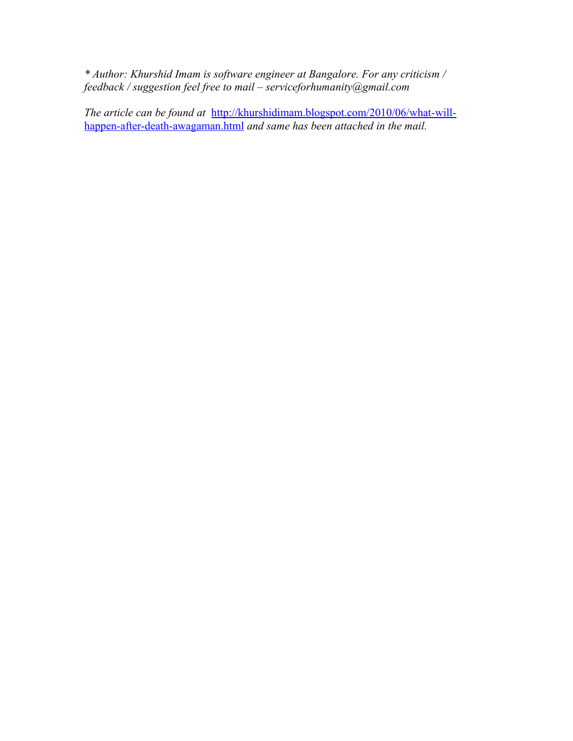*\* Author: Khurshid Imam is software engineer at Bangalore. For any criticism / feedback / suggestion feel free to mail – serviceforhumanity@gmail.com*

*The article can be found at* [http://khurshidimam.blogspot.com/2010/06/what-will-happen-after-death-awagaman.html](http://khurshidimam.blogspot.com/2010/06/what-will-happen-after-death-awagaman.html) *and same has been attached in the mail.*